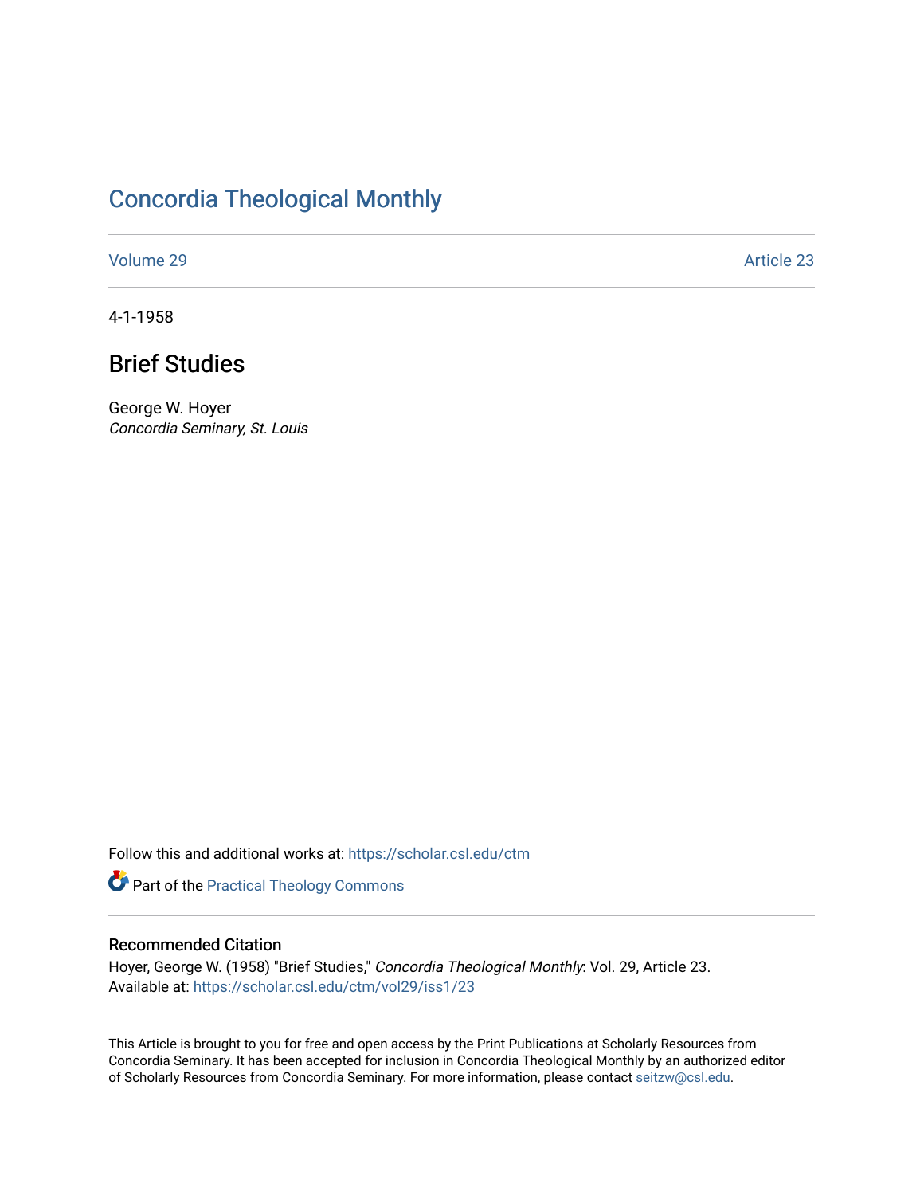# Concordia Theological Monthly

Volume 29 | Article 23

4-1-1958

## Brief Studies

George W. Hoyer
*Concordia Seminary, St. Louis*

Follow this and additional works at: https://scholar.csl.edu/ctm

Part of the Practical Theology Commons

### Recommended Citation

Hoyer, George W. (1958) "Brief Studies," *Concordia Theological Monthly*: Vol. 29, Article 23.
Available at: https://scholar.csl.edu/ctm/vol29/iss1/23

This Article is brought to you for free and open access by the Print Publications at Scholarly Resources from Concordia Seminary. It has been accepted for inclusion in Concordia Theological Monthly by an authorized editor of Scholarly Resources from Concordia Seminary. For more information, please contact seitzw@csl.edu.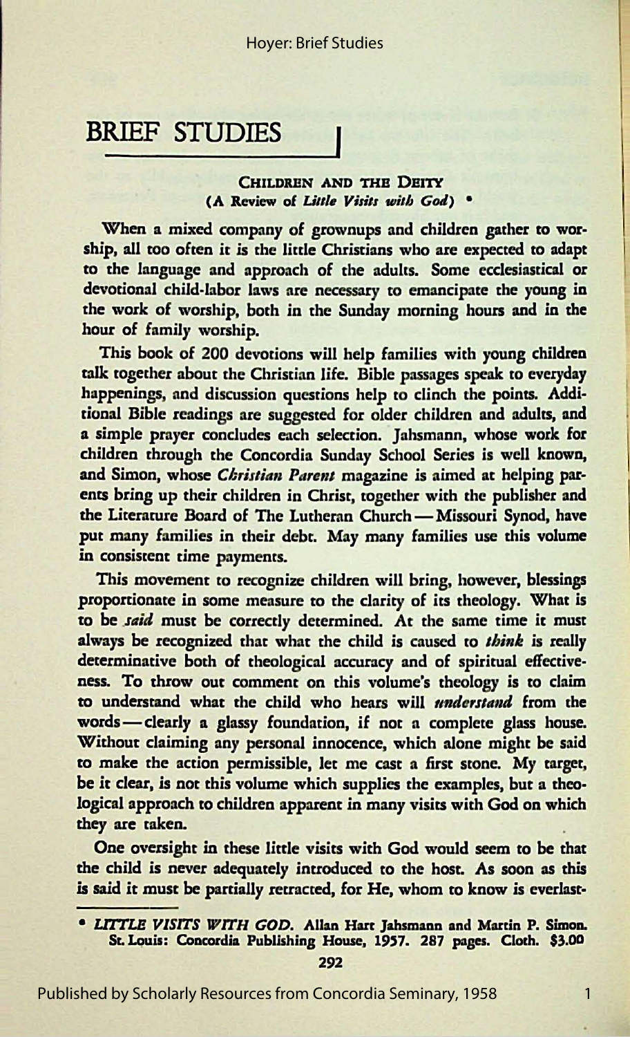## BRIEF STUDIES

### CHILDREN AND THE DEITY
**(A Review of *Little Visits with God*) \***

When a mixed company of grownups and children gather to worship, all too often it is the little Christians who are expected to adapt to the language and approach of the adults. Some ecclesiastical or devotional child-labor laws are necessary to emancipate the young in the work of worship, both in the Sunday morning hours and in the hour of family worship.

This book of 200 devotions will help families with young children talk together about the Christian life. Bible passages speak to everyday happenings, and discussion questions help to clinch the points. Additional Bible readings are suggested for older children and adults, and a simple prayer concludes each selection. Jahsmann, whose work for children through the Concordia Sunday School Series is well known, and Simon, whose *Christian Parent* magazine is aimed at helping parents bring up their children in Christ, together with the publisher and the Literature Board of The Lutheran Church — Missouri Synod, have put many families in their debt. May many families use this volume in consistent time payments.

This movement to recognize children will bring, however, blessings proportionate in some measure to the clarity of its theology. What is to be *said* must be correctly determined. At the same time it must always be recognized that what the child is caused to *think* is really determinative both of theological accuracy and of spiritual effectiveness. To throw out comment on this volume's theology is to claim to understand what the child who hears will *understand* from the words — clearly a glassy foundation, if not a complete glass house. Without claiming any personal innocence, which alone might be said to make the action permissible, let me cast a first stone. My target, be it clear, is not this volume which supplies the examples, but a theological approach to children apparent in many visits with God on which they are taken.

One oversight in these little visits with God would seem to be that the child is never adequately introduced to the host. As soon as this is said it must be partially retracted, for He, whom to know is everlast-

---

\* *LITTLE VISITS WITH GOD*. Allan Hart Jahsmann and Martin P. Simon. St. Louis: Concordia Publishing House, 1957. 287 pages. Cloth. $3.00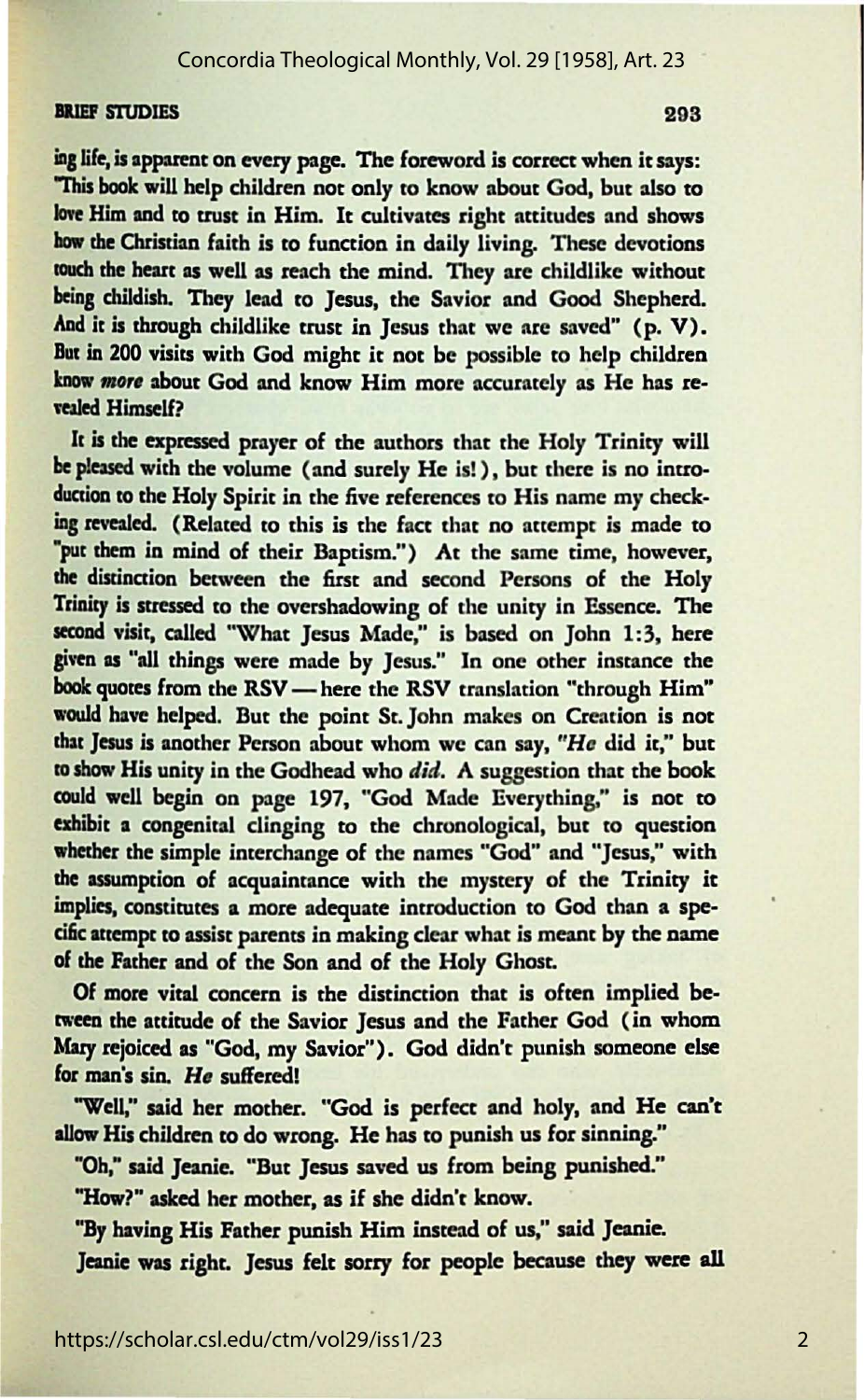ing life, is apparent on every page. The foreword is correct when it says: "This book will help children not only to know about God, but also to love Him and to trust in Him. It cultivates right attitudes and shows how the Christian faith is to function in daily living. These devotions touch the heart as well as reach the mind. They are childlike without being childish. They lead to Jesus, the Savior and Good Shepherd. And it is through childlike trust in Jesus that we are saved" (p. V). But in 200 visits with God might it not be possible to help children know *more* about God and know Him more accurately as He has revealed Himself?

It is the expressed prayer of the authors that the Holy Trinity will be pleased with the volume (and surely He is!), but there is no introduction to the Holy Spirit in the five references to His name my checking revealed. (Related to this is the fact that no attempt is made to "put them in mind of their Baptism.") At the same time, however, the distinction between the first and second Persons of the Holy Trinity is stressed to the overshadowing of the unity in Essence. The second visit, called "What Jesus Made," is based on John 1:3, here given as "all things were made by Jesus." In one other instance the book quotes from the RSV — here the RSV translation "through Him" would have helped. But the point St. John makes on Creation is not that Jesus is another Person about whom we can say, "*He* did it," but to show His unity in the Godhead who *did*. A suggestion that the book could well begin on page 197, "God Made Everything," is not to exhibit a congenital clinging to the chronological, but to question whether the simple interchange of the names "God" and "Jesus," with the assumption of acquaintance with the mystery of the Trinity it implies, constitutes a more adequate introduction to God than a specific attempt to assist parents in making clear what is meant by the name of the Father and of the Son and of the Holy Ghost.

Of more vital concern is the distinction that is often implied between the attitude of the Savior Jesus and the Father God (in whom Mary rejoiced as "God, my Savior"). God didn't punish someone else for man's sin. *He* suffered!

"Well," said her mother. "God is perfect and holy, and He can't allow His children to do wrong. He has to punish us for sinning."

"Oh," said Jeanie. "But Jesus saved us from being punished."

"How?" asked her mother, as if she didn't know.

"By having His Father punish Him instead of us," said Jeanie.

Jeanie was right. Jesus felt sorry for people because they were all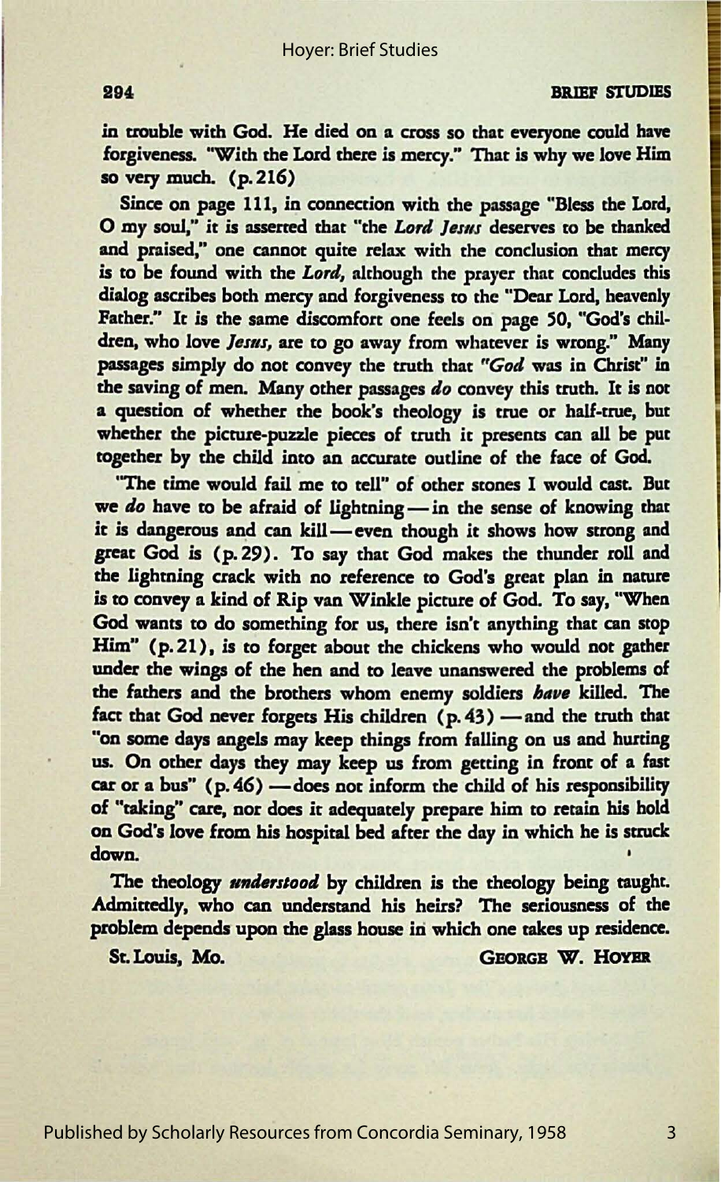in trouble with God. He died on a cross so that everyone could have forgiveness. "With the Lord there is mercy." That is why we love Him so very much. (p. 216)

Since on page 111, in connection with the passage "Bless the Lord, O my soul," it is asserted that "the *Lord Jesus* deserves to be thanked and praised," one cannot quite relax with the conclusion that mercy is to be found with the *Lord*, although the prayer that concludes this dialog ascribes both mercy and forgiveness to the "Dear Lord, heavenly Father." It is the same discomfort one feels on page 50, "God's children, who love *Jesus*, are to go away from whatever is wrong." Many passages simply do not convey the truth that "*God* was in Christ" in the saving of men. Many other passages *do* convey this truth. It is not a question of whether the book's theology is true or half-true, but whether the picture-puzzle pieces of truth it presents can all be put together by the child into an accurate outline of the face of God.

"The time would fail me to tell" of other stones I would cast. But we *do* have to be afraid of lightning — in the sense of knowing that it is dangerous and can kill — even though it shows how strong and great God is (p. 29). To say that God makes the thunder roll and the lightning crack with no reference to God's great plan in nature is to convey a kind of Rip van Winkle picture of God. To say, "When God wants to do something for us, there isn't anything that can stop Him" (p. 21), is to forget about the chickens who would not gather under the wings of the hen and to leave unanswered the problems of the fathers and the brothers whom enemy soldiers *have* killed. The fact that God never forgets His children (p. 43) — and the truth that "on some days angels may keep things from falling on us and hurting us. On other days they may keep us from getting in front of a fast car or a bus" (p. 46) — does not inform the child of his responsibility of "taking" care, nor does it adequately prepare him to retain his hold on God's love from his hospital bed after the day in which he is struck down.

The theology *understood* by children is the theology being taught. Admittedly, who can understand his heirs? The seriousness of the problem depends upon the glass house in which one takes up residence.

St. Louis, Mo. GEORGE W. HOYER